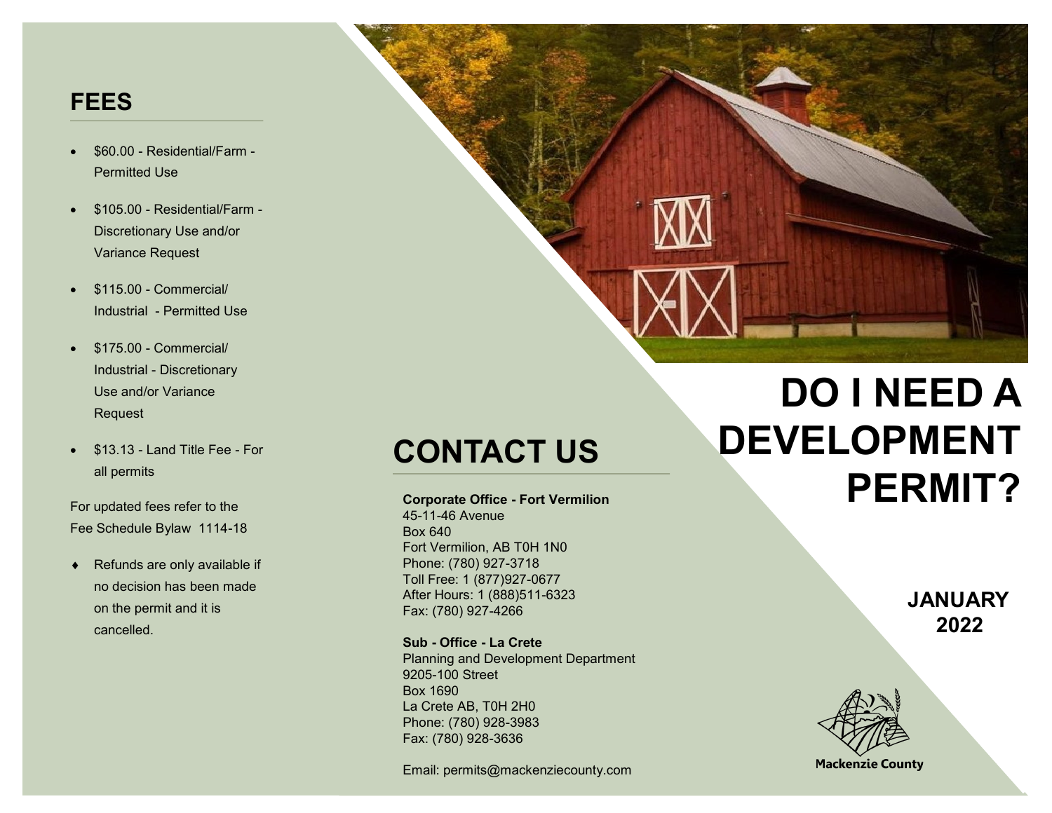## FEES

- $60.00 - Residential/Farm - Permitted Use
- $105.00 - Residential/Farm - Discretionary Use and/or Variance Request
- $115.00 - Commercial/ Industrial - Permitted Use
- $175.00 - Commercial/ Industrial - Discretionary Use and/or Variance Request
- $13.13 - Land Title Fee - For all permits

For updated fees refer to the Fee Schedule Bylaw 1114-18

- Refunds are only available if no decision has been made on the permit and it is cancelled.

## CONTACT US

**Corporate Office - Fort Vermilion**
45-11-46 Avenue
Box 640
Fort Vermilion, AB T0H 1N0
Phone: (780) 927-3718
Toll Free: 1 (877)927-0677
After Hours: 1 (888)511-6323
Fax: (780) 927-4266

**Sub - Office - La Crete**
Planning and Development Department
9205-100 Street
Box 1690
La Crete AB, T0H 2H0
Phone: (780) 928-3983
Fax: (780) 928-3636

Email: permits@mackenziecounty.com

# DO I NEED A DEVELOPMENT PERMIT?

**JANUARY 2022**

Mackenzie County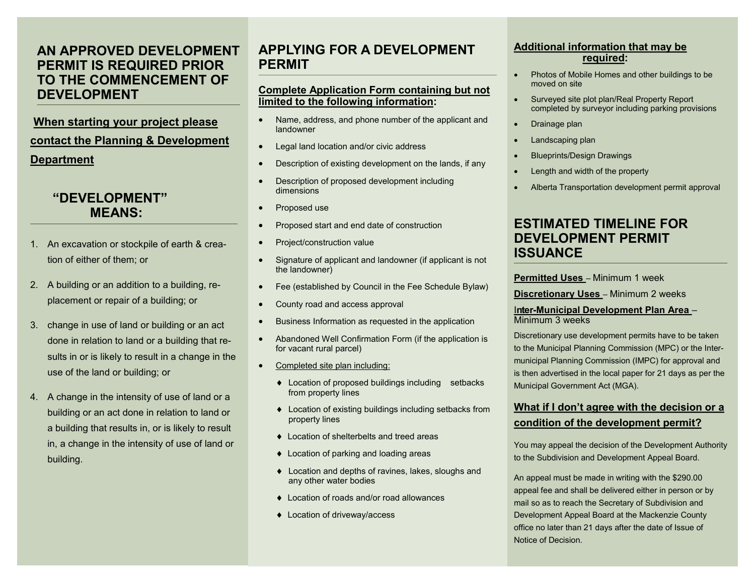## AN APPROVED DEVELOPMENT PERMIT IS REQUIRED PRIOR TO THE COMMENCEMENT OF DEVELOPMENT

**When starting your project please contact the Planning & Development Department**

## “DEVELOPMENT” MEANS:

1. An excavation or stockpile of earth & creation of either of them; or
2. A building or an addition to a building, replacement or repair of a building; or
3. change in use of land or building or an act done in relation to land or a building that results in or is likely to result in a change in the use of the land or building; or
4. A change in the intensity of use of land or a building or an act done in relation to land or a building that results in, or is likely to result in, a change in the intensity of use of land or building.

## APPLYING FOR A DEVELOPMENT PERMIT

**Complete Application Form containing but not limited to the following information:**

- Name, address, and phone number of the applicant and landowner
- Legal land location and/or civic address
- Description of existing development on the lands, if any
- Description of proposed development including dimensions
- Proposed use
- Proposed start and end date of construction
- Project/construction value
- Signature of applicant and landowner (if applicant is not the landowner)
- Fee (established by Council in the Fee Schedule Bylaw)
- County road and access approval
- Business Information as requested in the application
- Abandoned Well Confirmation Form (if the application is for vacant rural parcel)
- Completed site plan including:
  - Location of proposed buildings including setbacks from property lines
  - Location of existing buildings including setbacks from property lines
  - Location of shelterbelts and treed areas
  - Location of parking and loading areas
  - Location and depths of ravines, lakes, sloughs and any other water bodies
  - Location of roads and/or road allowances
  - Location of driveway/access

**Additional information that may be required:**

- Photos of Mobile Homes and other buildings to be moved on site
- Surveyed site plot plan/Real Property Report completed by surveyor including parking provisions
- Drainage plan
- Landscaping plan
- Blueprints/Design Drawings
- Length and width of the property
- Alberta Transportation development permit approval

## ESTIMATED TIMELINE FOR DEVELOPMENT PERMIT ISSUANCE

**Permitted Uses** – Minimum 1 week

**Discretionary Uses** – Minimum 2 weeks

**Inter-Municipal Development Plan Area** – Minimum 3 weeks

Discretionary use development permits have to be taken to the Municipal Planning Commission (MPC) or the Inter-municipal Planning Commission (IMPC) for approval and is then advertised in the local paper for 21 days as per the Municipal Government Act (MGA).

### What if I don’t agree with the decision or a condition of the development permit?

You may appeal the decision of the Development Authority to the Subdivision and Development Appeal Board.

An appeal must be made in writing with the $290.00 appeal fee and shall be delivered either in person or by mail so as to reach the Secretary of Subdivision and Development Appeal Board at the Mackenzie County office no later than 21 days after the date of Issue of Notice of Decision.